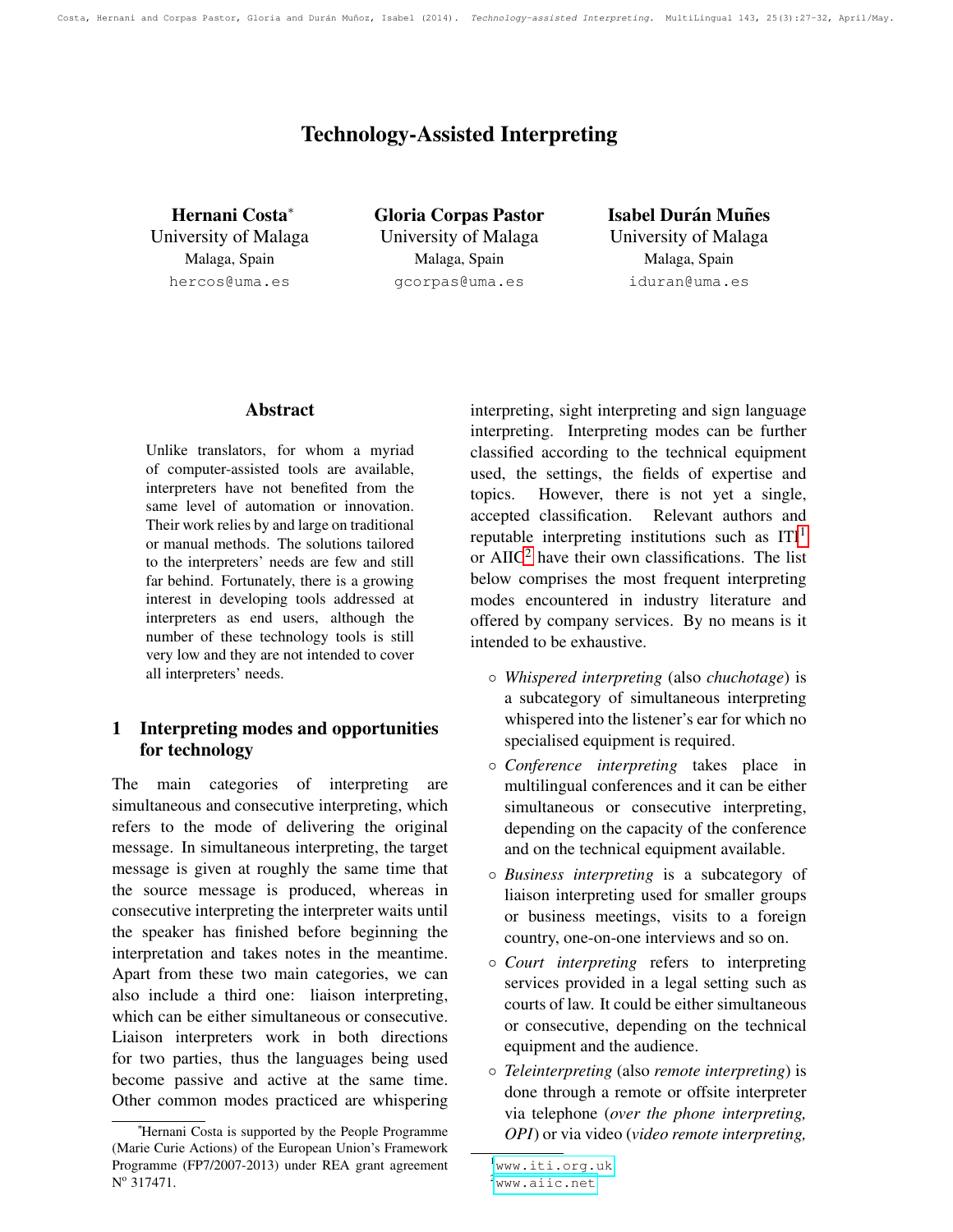# Technology-Assisted Interpreting

**Hernani Costa***
University of Malaga
Malaga, Spain
hercos@uma.es

**Gloria Corpas Pastor**
University of Malaga
Malaga, Spain
gcorpas@uma.es

**Isabel Durán Muñes**
University of Malaga
Malaga, Spain
iduran@uma.es

## Abstract

Unlike translators, for whom a myriad of computer-assisted tools are available, interpreters have not benefited from the same level of automation or innovation. Their work relies by and large on traditional or manual methods. The solutions tailored to the interpreters' needs are few and still far behind. Fortunately, there is a growing interest in developing tools addressed at interpreters as end users, although the number of these technology tools is still very low and they are not intended to cover all interpreters' needs.

## 1 Interpreting modes and opportunities for technology

The main categories of interpreting are simultaneous and consecutive interpreting, which refers to the mode of delivering the original message. In simultaneous interpreting, the target message is given at roughly the same time that the source message is produced, whereas in consecutive interpreting the interpreter waits until the speaker has finished before beginning the interpretation and takes notes in the meantime. Apart from these two main categories, we can also include a third one: liaison interpreting, which can be either simultaneous or consecutive. Liaison interpreters work in both directions for two parties, thus the languages being used become passive and active at the same time. Other common modes practiced are whispering interpreting, sight interpreting and sign language interpreting. Interpreting modes can be further classified according to the technical equipment used, the settings, the fields of expertise and topics. However, there is not yet a single, accepted classification. Relevant authors and reputable interpreting institutions such as ITI[1] or AIIC[2] have their own classifications. The list below comprises the most frequent interpreting modes encountered in industry literature and offered by company services. By no means is it intended to be exhaustive.

- *Whispered interpreting* (also *chuchotage*) is a subcategory of simultaneous interpreting whispered into the listener's ear for which no specialised equipment is required.
- *Conference interpreting* takes place in multilingual conferences and it can be either simultaneous or consecutive interpreting, depending on the capacity of the conference and on the technical equipment available.
- *Business interpreting* is a subcategory of liaison interpreting used for smaller groups or business meetings, visits to a foreign country, one-on-one interviews and so on.
- *Court interpreting* refers to interpreting services provided in a legal setting such as courts of law. It could be either simultaneous or consecutive, depending on the technical equipment and the audience.
- *Teleinterpreting* (also *remote interpreting*) is done through a remote or offsite interpreter via telephone (*over the phone interpreting, OPI*) or via video (*video remote interpreting,*

*Hernani Costa is supported by the People Programme (Marie Curie Actions) of the European Union's Framework Programme (FP7/2007-2013) under REA grant agreement Nº 317471.

[1] www.iti.org.uk
[2] www.aiic.net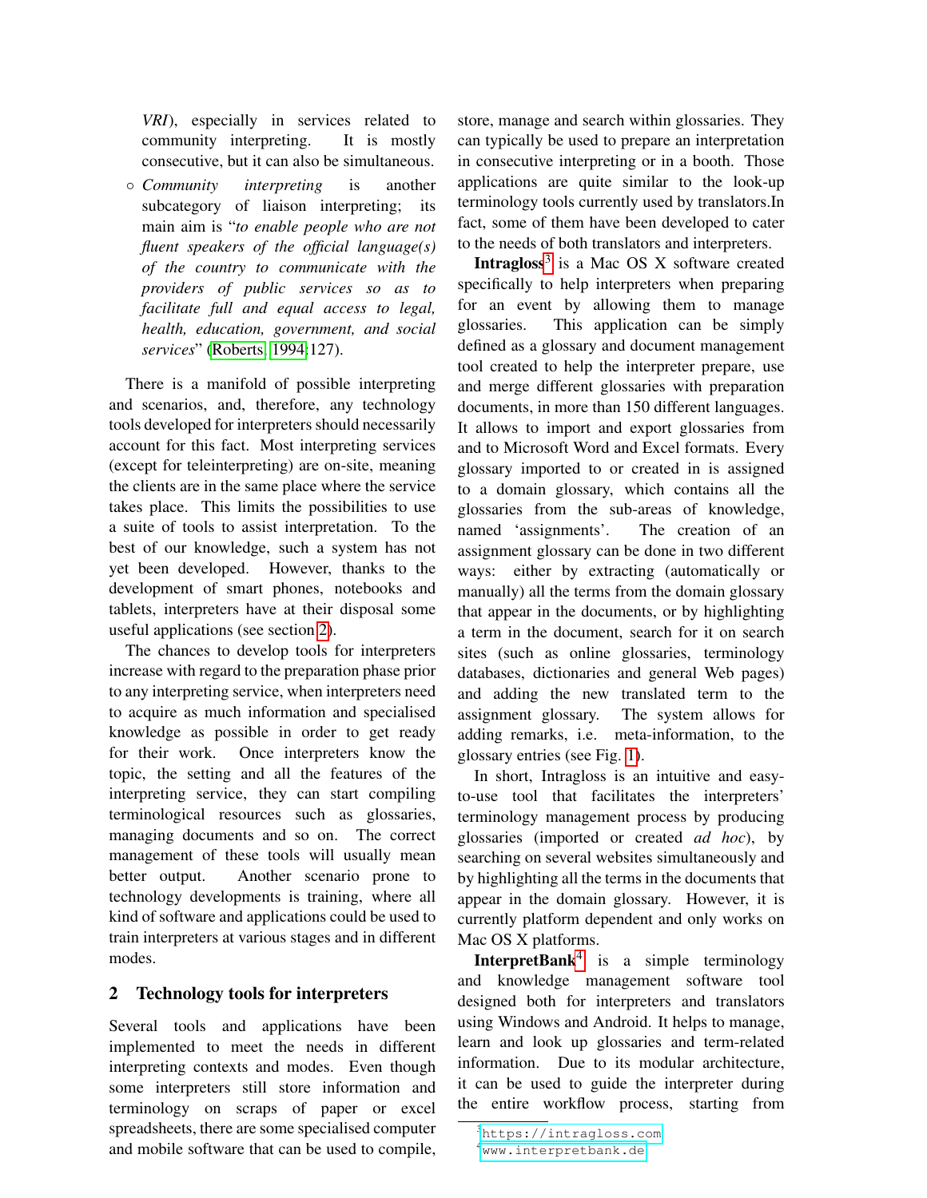*VRI*), especially in services related to community interpreting. It is mostly consecutive, but it can also be simultaneous.

- *Community interpreting* is another subcategory of liaison interpreting; its main aim is "*to enable people who are not fluent speakers of the official language(s) of the country to communicate with the providers of public services so as to facilitate full and equal access to legal, health, education, government, and social services*" (Roberts, 1994:127).

There is a manifold of possible interpreting and scenarios, and, therefore, any technology tools developed for interpreters should necessarily account for this fact. Most interpreting services (except for teleinterpreting) are on-site, meaning the clients are in the same place where the service takes place. This limits the possibilities to use a suite of tools to assist interpretation. To the best of our knowledge, such a system has not yet been developed. However, thanks to the development of smart phones, notebooks and tablets, interpreters have at their disposal some useful applications (see section 2).

The chances to develop tools for interpreters increase with regard to the preparation phase prior to any interpreting service, when interpreters need to acquire as much information and specialised knowledge as possible in order to get ready for their work. Once interpreters know the topic, the setting and all the features of the interpreting service, they can start compiling terminological resources such as glossaries, managing documents and so on. The correct management of these tools will usually mean better output. Another scenario prone to technology developments is training, where all kind of software and applications could be used to train interpreters at various stages and in different modes.

## 2 Technology tools for interpreters

Several tools and applications have been implemented to meet the needs in different interpreting contexts and modes. Even though some interpreters still store information and terminology on scraps of paper or excel spreadsheets, there are some specialised computer and mobile software that can be used to compile, store, manage and search within glossaries. They can typically be used to prepare an interpretation in consecutive interpreting or in a booth. Those applications are quite similar to the look-up terminology tools currently used by translators.In fact, some of them have been developed to cater to the needs of both translators and interpreters.

**Intragloss**[3] is a Mac OS X software created specifically to help interpreters when preparing for an event by allowing them to manage glossaries. This application can be simply defined as a glossary and document management tool created to help the interpreter prepare, use and merge different glossaries with preparation documents, in more than 150 different languages. It allows to import and export glossaries from and to Microsoft Word and Excel formats. Every glossary imported to or created in is assigned to a domain glossary, which contains all the glossaries from the sub-areas of knowledge, named 'assignments'. The creation of an assignment glossary can be done in two different ways: either by extracting (automatically or manually) all the terms from the domain glossary that appear in the documents, or by highlighting a term in the document, search for it on search sites (such as online glossaries, terminology databases, dictionaries and general Web pages) and adding the new translated term to the assignment glossary. The system allows for adding remarks, i.e. meta-information, to the glossary entries (see Fig. 1).

In short, Intragloss is an intuitive and easy-to-use tool that facilitates the interpreters' terminology management process by producing glossaries (imported or created *ad hoc*), by searching on several websites simultaneously and by highlighting all the terms in the documents that appear in the domain glossary. However, it is currently platform dependent and only works on Mac OS X platforms.

**InterpretBank**[4] is a simple terminology and knowledge management software tool designed both for interpreters and translators using Windows and Android. It helps to manage, learn and look up glossaries and term-related information. Due to its modular architecture, it can be used to guide the interpreter during the entire workflow process, starting from

[3] https://intragloss.com
[4] www.interpretbank.de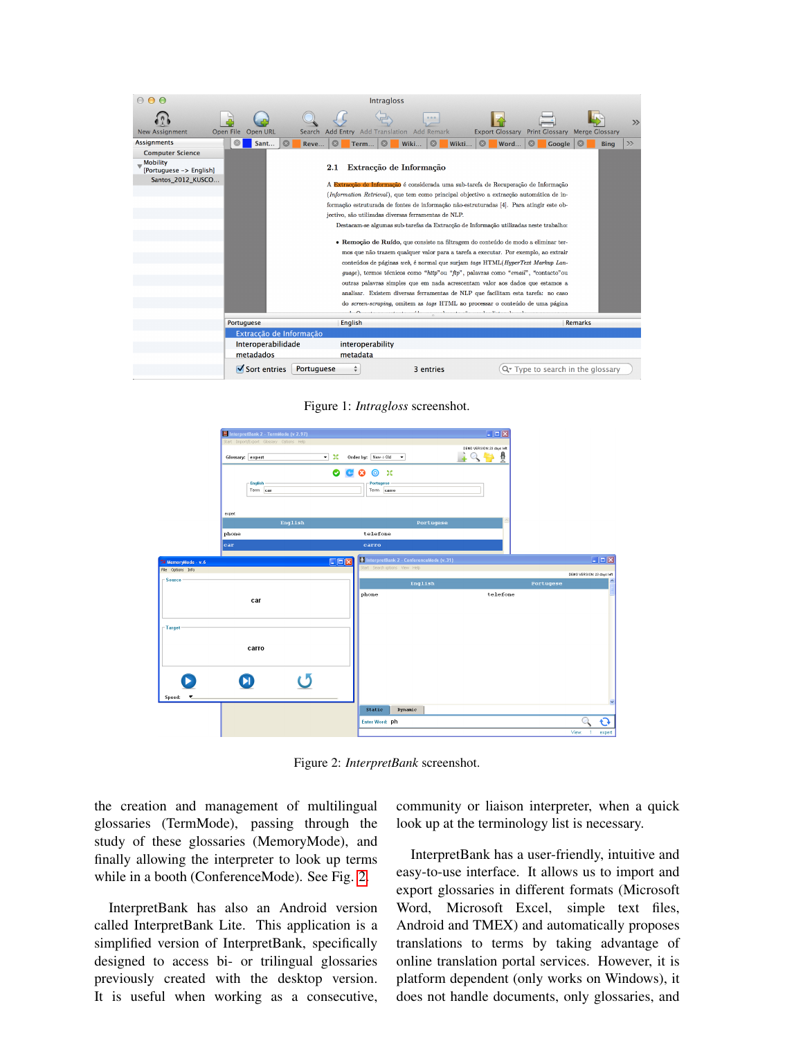Figure 1: *Intragloss* screenshot.

Figure 2: *InterpretBank* screenshot.

the creation and management of multilingual glossaries (TermMode), passing through the study of these glossaries (MemoryMode), and finally allowing the interpreter to look up terms while in a booth (ConferenceMode). See Fig. 2.

InterpretBank has also an Android version called InterpretBank Lite. This application is a simplified version of InterpretBank, specifically designed to access bi- or trilingual glossaries previously created with the desktop version. It is useful when working as a consecutive, community or liaison interpreter, when a quick look up at the terminology list is necessary.

InterpretBank has a user-friendly, intuitive and easy-to-use interface. It allows us to import and export glossaries in different formats (Microsoft Word, Microsoft Excel, simple text files, Android and TMEX) and automatically proposes translations to terms by taking advantage of online translation portal services. However, it is platform dependent (only works on Windows), it does not handle documents, only glossaries, and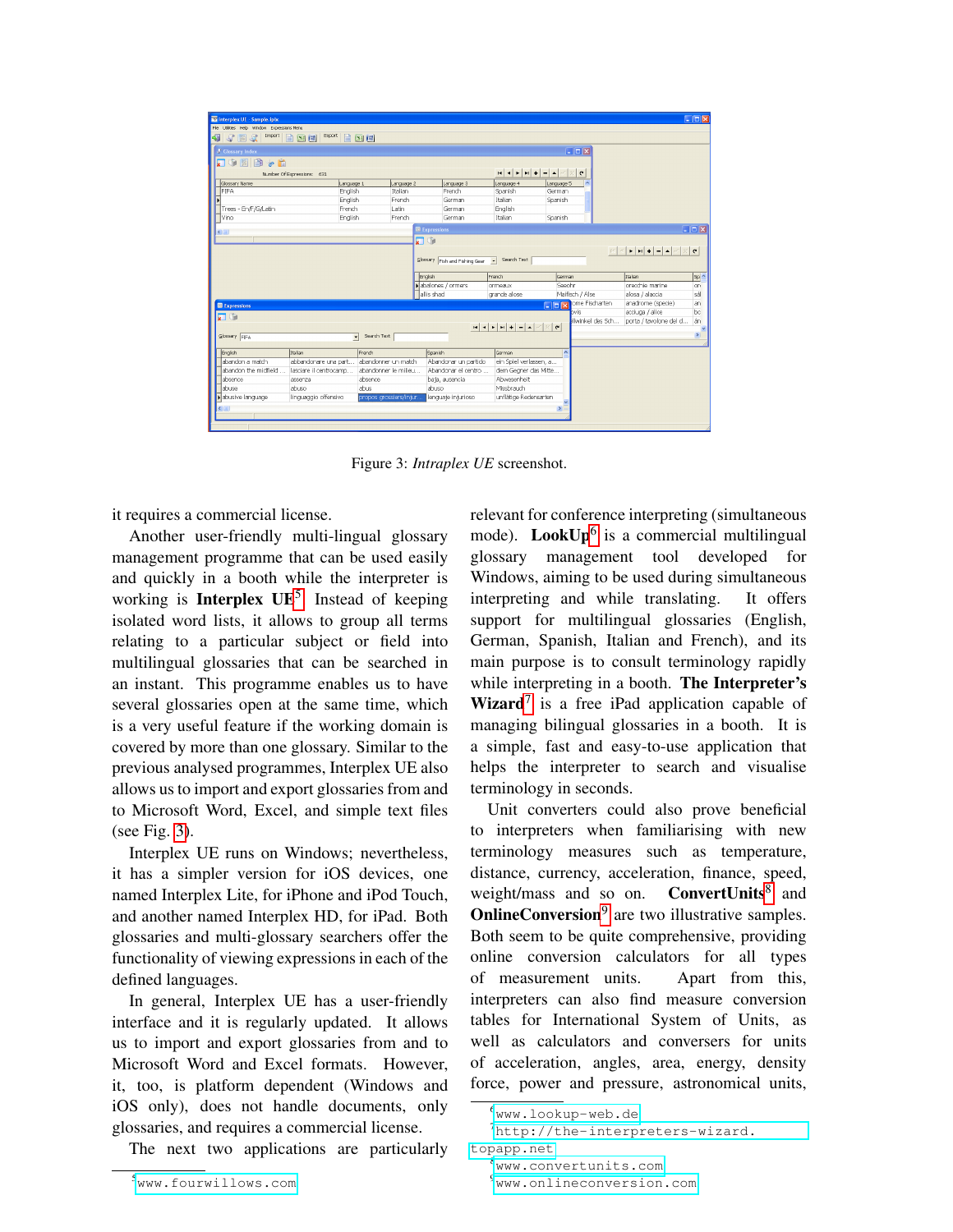Figure 3: *Intraplex UE* screenshot.

it requires a commercial license.

Another user-friendly multi-lingual glossary management programme that can be used easily and quickly in a booth while the interpreter is working is **Interplex UE**[5]. Instead of keeping isolated word lists, it allows to group all terms relating to a particular subject or field into multilingual glossaries that can be searched in an instant. This programme enables us to have several glossaries open at the same time, which is a very useful feature if the working domain is covered by more than one glossary. Similar to the previous analysed programmes, Interplex UE also allows us to import and export glossaries from and to Microsoft Word, Excel, and simple text files (see Fig. 3).

Interplex UE runs on Windows; nevertheless, it has a simpler version for iOS devices, one named Interplex Lite, for iPhone and iPod Touch, and another named Interplex HD, for iPad. Both glossaries and multi-glossary searchers offer the functionality of viewing expressions in each of the defined languages.

In general, Interplex UE has a user-friendly interface and it is regularly updated. It allows us to import and export glossaries from and to Microsoft Word and Excel formats. However, it, too, is platform dependent (Windows and iOS only), does not handle documents, only glossaries, and requires a commercial license.

The next two applications are particularly relevant for conference interpreting (simultaneous mode). **LookUp**[6] is a commercial multilingual glossary management tool developed for Windows, aiming to be used during simultaneous interpreting and while translating. It offers support for multilingual glossaries (English, German, Spanish, Italian and French), and its main purpose is to consult terminology rapidly while interpreting in a booth. **The Interpreter's Wizard**[7] is a free iPad application capable of managing bilingual glossaries in a booth. It is a simple, fast and easy-to-use application that helps the interpreter to search and visualise terminology in seconds.

Unit converters could also prove beneficial to interpreters when familiarising with new terminology measures such as temperature, distance, currency, acceleration, finance, speed, weight/mass and so on. **ConvertUnits**[8] and **OnlineConversion**[9] are two illustrative samples. Both seem to be quite comprehensive, providing online conversion calculators for all types of measurement units. Apart from this, interpreters can also find measure conversion tables for International System of Units, as well as calculators and conversers for units of acceleration, angles, area, energy, density force, power and pressure, astronomical units,

[5] www.fourwillows.com

[6] www.lookup-web.de

[7] http://the-interpreters-wizard.topapp.net

[8] www.convertunits.com

[9] www.onlineconversion.com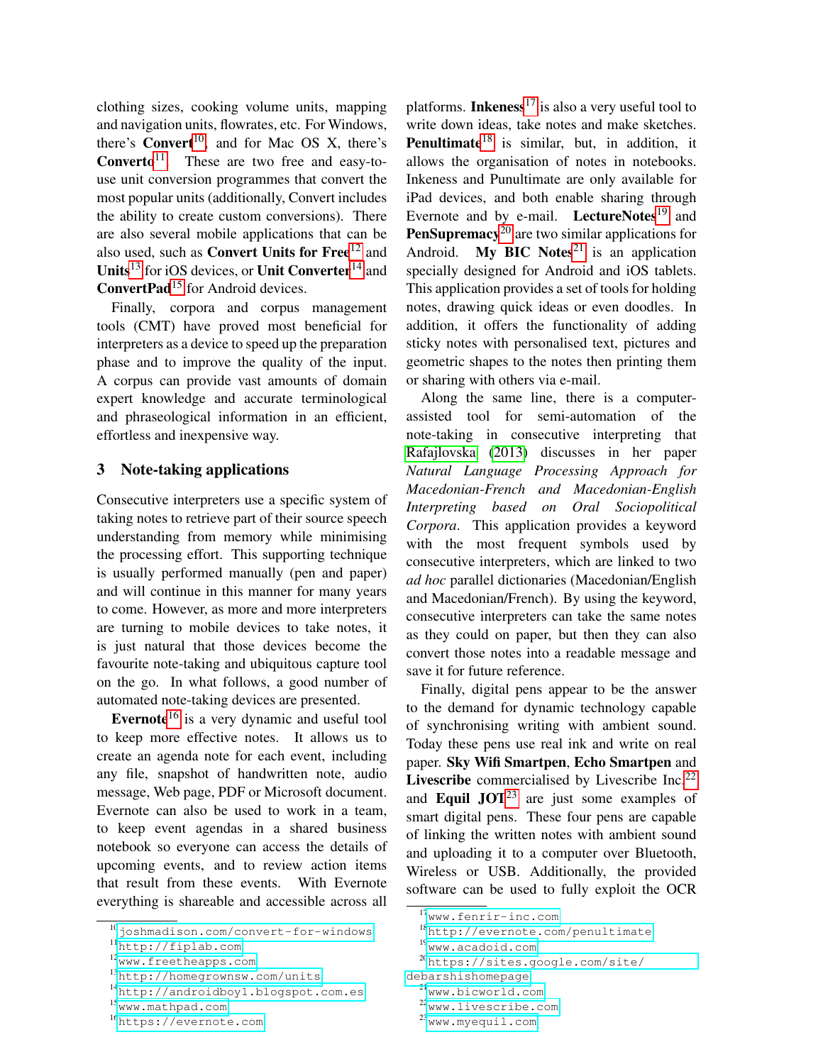clothing sizes, cooking volume units, mapping and navigation units, flowrates, etc. For Windows, there's **Convert**[10], and for Mac OS X, there's **Converto**[11]. These are two free and easy-to-use unit conversion programmes that convert the most popular units (additionally, Convert includes the ability to create custom conversions). There are also several mobile applications that can be also used, such as **Convert Units for Free**[12] and **Units**[13] for iOS devices, or **Unit Converter**[14] and **ConvertPad**[15] for Android devices.

Finally, corpora and corpus management tools (CMT) have proved most beneficial for interpreters as a device to speed up the preparation phase and to improve the quality of the input. A corpus can provide vast amounts of domain expert knowledge and accurate terminological and phraseological information in an efficient, effortless and inexpensive way.

## 3 Note-taking applications

Consecutive interpreters use a specific system of taking notes to retrieve part of their source speech understanding from memory while minimising the processing effort. This supporting technique is usually performed manually (pen and paper) and will continue in this manner for many years to come. However, as more and more interpreters are turning to mobile devices to take notes, it is just natural that those devices become the favourite note-taking and ubiquitous capture tool on the go. In what follows, a good number of automated note-taking devices are presented.

**Evernote**[16] is a very dynamic and useful tool to keep more effective notes. It allows us to create an agenda note for each event, including any file, snapshot of handwritten note, audio message, Web page, PDF or Microsoft document. Evernote can also be used to work in a team, to keep event agendas in a shared business notebook so everyone can access the details of upcoming events, and to review action items that result from these events. With Evernote everything is shareable and accessible across all platforms. **Inkeness**[17] is also a very useful tool to write down ideas, take notes and make sketches. **Penultimate**[18] is similar, but, in addition, it allows the organisation of notes in notebooks. Inkeness and Punultimate are only available for iPad devices, and both enable sharing through Evernote and by e-mail. **LectureNotes**[19] and **PenSupremacy**[20] are two similar applications for Android. **My BIC Notes**[21] is an application specially designed for Android and iOS tablets. This application provides a set of tools for holding notes, drawing quick ideas or even doodles. In addition, it offers the functionality of adding sticky notes with personalised text, pictures and geometric shapes to the notes then printing them or sharing with others via e-mail.

Along the same line, there is a computer-assisted tool for semi-automation of the note-taking in consecutive interpreting that Rafajlovska (2013) discusses in her paper *Natural Language Processing Approach for Macedonian-French and Macedonian-English Interpreting based on Oral Sociopolitical Corpora*. This application provides a keyword with the most frequent symbols used by consecutive interpreters, which are linked to two *ad hoc* parallel dictionaries (Macedonian/English and Macedonian/French). By using the keyword, consecutive interpreters can take the same notes as they could on paper, but then they can also convert those notes into a readable message and save it for future reference.

Finally, digital pens appear to be the answer to the demand for dynamic technology capable of synchronising writing with ambient sound. Today these pens use real ink and write on real paper. **Sky Wifi Smartpen**, **Echo Smartpen** and **Livescribe** commercialised by Livescribe Inc.[22] and **Equil JOT**[23] are just some examples of smart digital pens. These four pens are capable of linking the written notes with ambient sound and uploading it to a computer over Bluetooth, Wireless or USB. Additionally, the provided software can be used to fully exploit the OCR

---

[10] joshmadison.com/convert-for-windows
[11] http://fiplab.com
[12] www.freetheapps.com
[13] http://homegrownsw.com/units
[14] http://androidboy1.blogspot.com.es
[15] www.mathpad.com
[16] https://evernote.com
[17] www.fenrir-inc.com
[18] http://evernote.com/penultimate
[19] www.acadoid.com
[20] https://sites.google.com/site/debarshishomepage
[21] www.bicworld.com
[22] www.livescribe.com
[23] www.myequil.com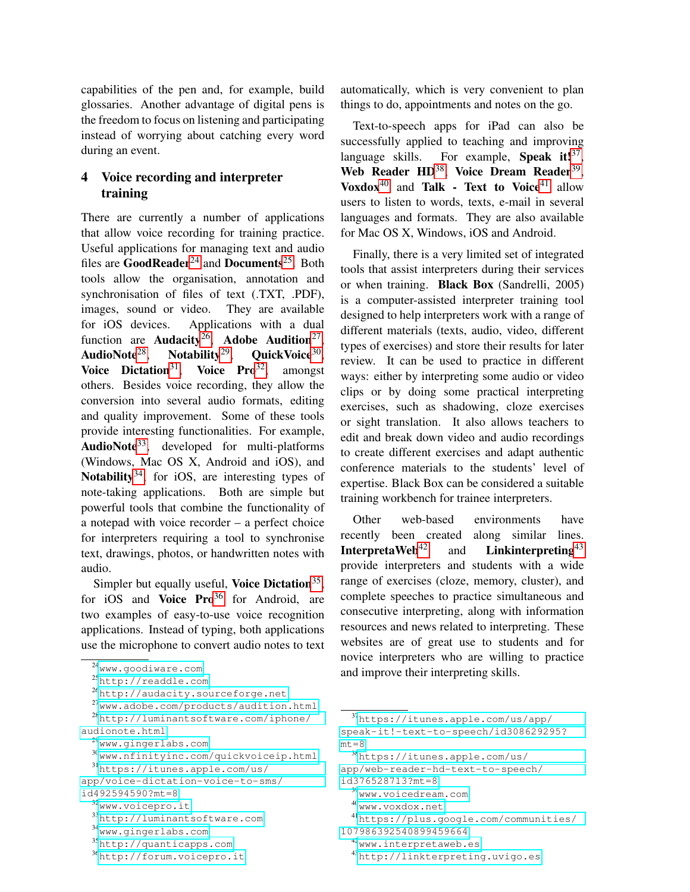capabilities of the pen and, for example, build glossaries. Another advantage of digital pens is the freedom to focus on listening and participating instead of worrying about catching every word during an event.

## 4 Voice recording and interpreter training

There are currently a number of applications that allow voice recording for training practice. Useful applications for managing text and audio files are **GoodReader**[24] and **Documents**[25]. Both tools allow the organisation, annotation and synchronisation of files of text (.TXT, .PDF), images, sound or video. They are available for iOS devices. Applications with a dual function are **Audacity**[26], **Adobe Audition**[27], **AudioNote**[28], **Notability**[29], **QuickVoice**[30], **Voice Dictation**[31], **Voice Pro**[32], amongst others. Besides voice recording, they allow the conversion into several audio formats, editing and quality improvement. Some of these tools provide interesting functionalities. For example, **AudioNote**[33], developed for multi-platforms (Windows, Mac OS X, Android and iOS), and **Notability**[34], for iOS, are interesting types of note-taking applications. Both are simple but powerful tools that combine the functionality of a notepad with voice recorder – a perfect choice for interpreters requiring a tool to synchronise text, drawings, photos, or handwritten notes with audio.

Simpler but equally useful, **Voice Dictation**[35], for iOS and **Voice Pro**[36] for Android, are two examples of easy-to-use voice recognition applications. Instead of typing, both applications use the microphone to convert audio notes to text automatically, which is very convenient to plan things to do, appointments and notes on the go.

Text-to-speech apps for iPad can also be successfully applied to teaching and improving language skills. For example, **Speak it!**[37], **Web Reader HD**[38], **Voice Dream Reader**[39], **Voxdox**[40] and **Talk - Text to Voice**[41] allow users to listen to words, texts, e-mail in several languages and formats. They are also available for Mac OS X, Windows, iOS and Android.

Finally, there is a very limited set of integrated tools that assist interpreters during their services or when training. **Black Box** (Sandrelli, 2005) is a computer-assisted interpreter training tool designed to help interpreters work with a range of different materials (texts, audio, video, different types of exercises) and store their results for later review. It can be used to practice in different ways: either by interpreting some audio or video clips or by doing some practical interpreting exercises, such as shadowing, cloze exercises or sight translation. It also allows teachers to edit and break down video and audio recordings to create different exercises and adapt authentic conference materials to the students' level of expertise. Black Box can be considered a suitable training workbench for trainee interpreters.

Other web-based environments have recently been created along similar lines. **InterpretaWeb**[42] and **Linkinterpreting**[43] provide interpreters and students with a wide range of exercises (cloze, memory, cluster), and complete speeches to practice simultaneous and consecutive interpreting, along with information resources and news related to interpreting. These websites are of great use to students and for novice interpreters who are willing to practice and improve their interpreting skills.

---

[24] www.goodiware.com
[25] http://readdle.com
[26] http://audacity.sourceforge.net
[27] www.adobe.com/products/audition.html
[28] http://luminantsoftware.com/iphone/audionote.html
[29] www.gingerlabs.com
[30] www.nfinityinc.com/quickvoiceip.html
[31] https://itunes.apple.com/us/app/voice-dictation-voice-to-sms/id492594590?mt=8
[32] www.voicepro.it
[33] http://luminantsoftware.com
[34] www.gingerlabs.com
[35] http://quanticapps.com
[36] http://forum.voicepro.it
[37] https://itunes.apple.com/us/app/speak-it!-text-to-speech/id308629295?mt=8
[38] https://itunes.apple.com/us/app/web-reader-hd-text-to-speech/id376528713?mt=8
[39] www.voicedream.com
[40] www.voxdox.net
[41] https://plus.google.com/communities/107986392540899459664
[42] www.interpretaweb.es
[43] http://linkterpreting.uvigo.es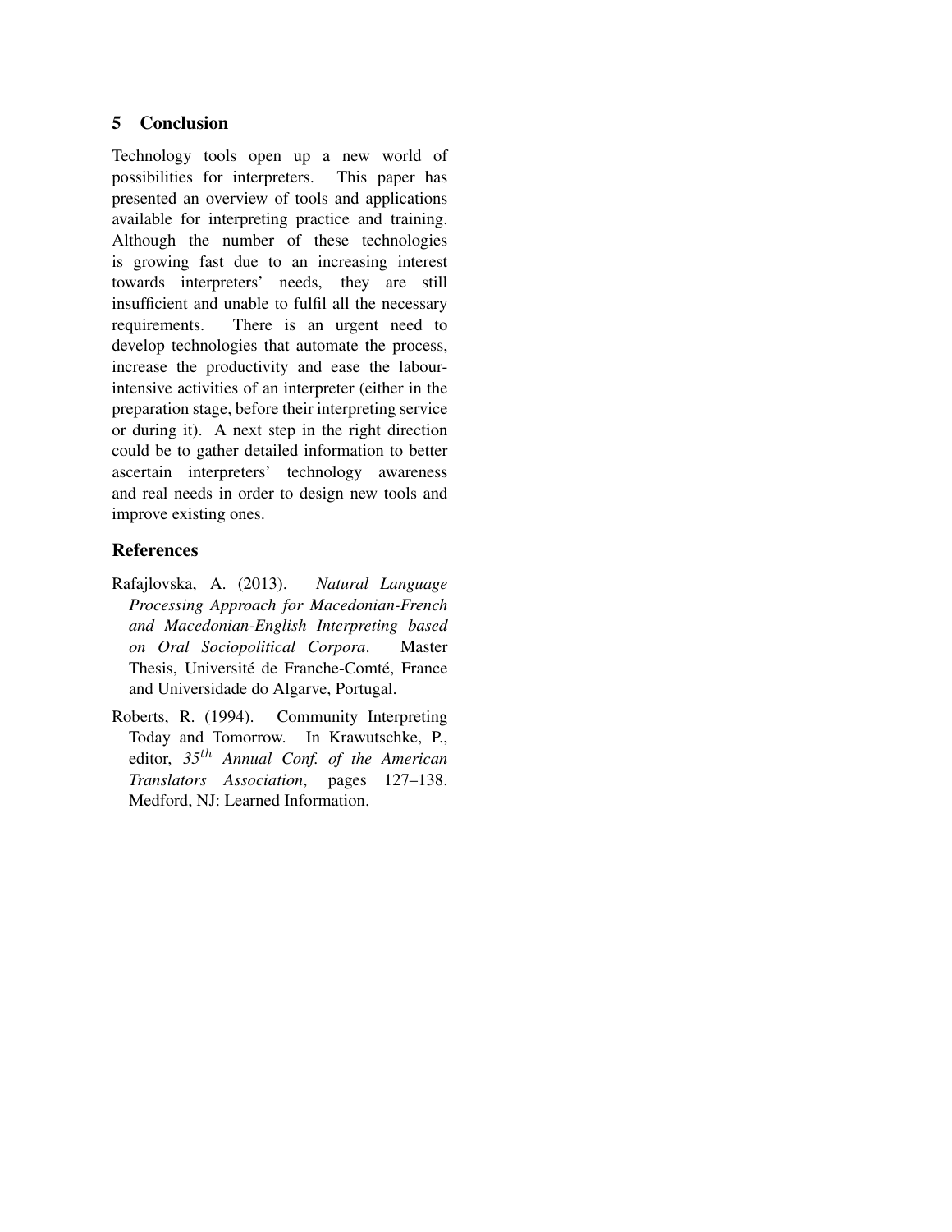## 5 Conclusion

Technology tools open up a new world of possibilities for interpreters. This paper has presented an overview of tools and applications available for interpreting practice and training. Although the number of these technologies is growing fast due to an increasing interest towards interpreters' needs, they are still insufficient and unable to fulfil all the necessary requirements. There is an urgent need to develop technologies that automate the process, increase the productivity and ease the labour-intensive activities of an interpreter (either in the preparation stage, before their interpreting service or during it). A next step in the right direction could be to gather detailed information to better ascertain interpreters' technology awareness and real needs in order to design new tools and improve existing ones.

## References

Rafajlovska, A. (2013). *Natural Language Processing Approach for Macedonian-French and Macedonian-English Interpreting based on Oral Sociopolitical Corpora*. Master Thesis, Université de Franche-Comté, France and Universidade do Algarve, Portugal.

Roberts, R. (1994). Community Interpreting Today and Tomorrow. In Krawutschke, P., editor, *35$^{th}$ Annual Conf. of the American Translators Association*, pages 127–138. Medford, NJ: Learned Information.